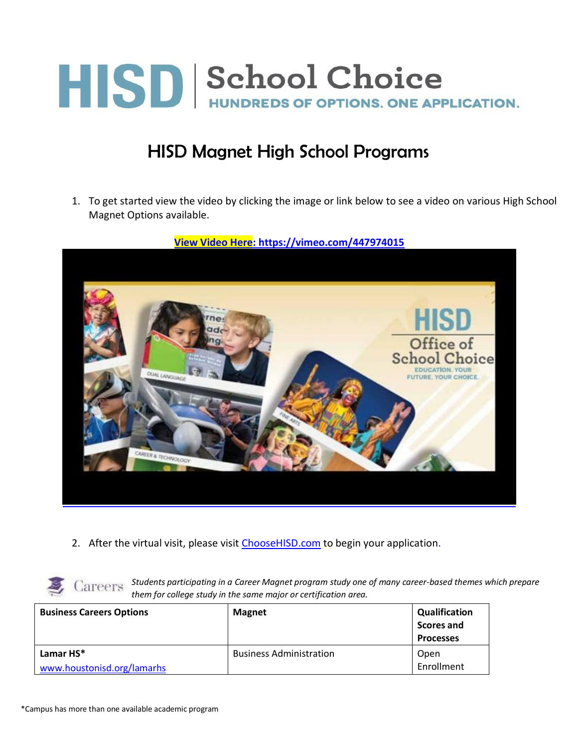# HISD | School Choice

HUNDREDS OF OPTIONS. ONE APPLICATION.

## HISD Magnet High School Programs

1. To get started view the video by clicking the image or link below to see a video on various High School Magnet Options available.

**View Video Here: https://vimeo.com/447974015**

2. After the virtual visit, please visit ChooseHISD.com to begin your application.

Careers *Students participating in a Career Magnet program study one of many career-based themes which prepare them for college study in the same major or certification area.*

| Business Careers Options | Magnet | Qualification Scores and Processes |
|---|---|---|
| **Lamar HS*** www.houstonisd.org/lamarhs | Business Administration | Open Enrollment |

*Campus has more than one available academic program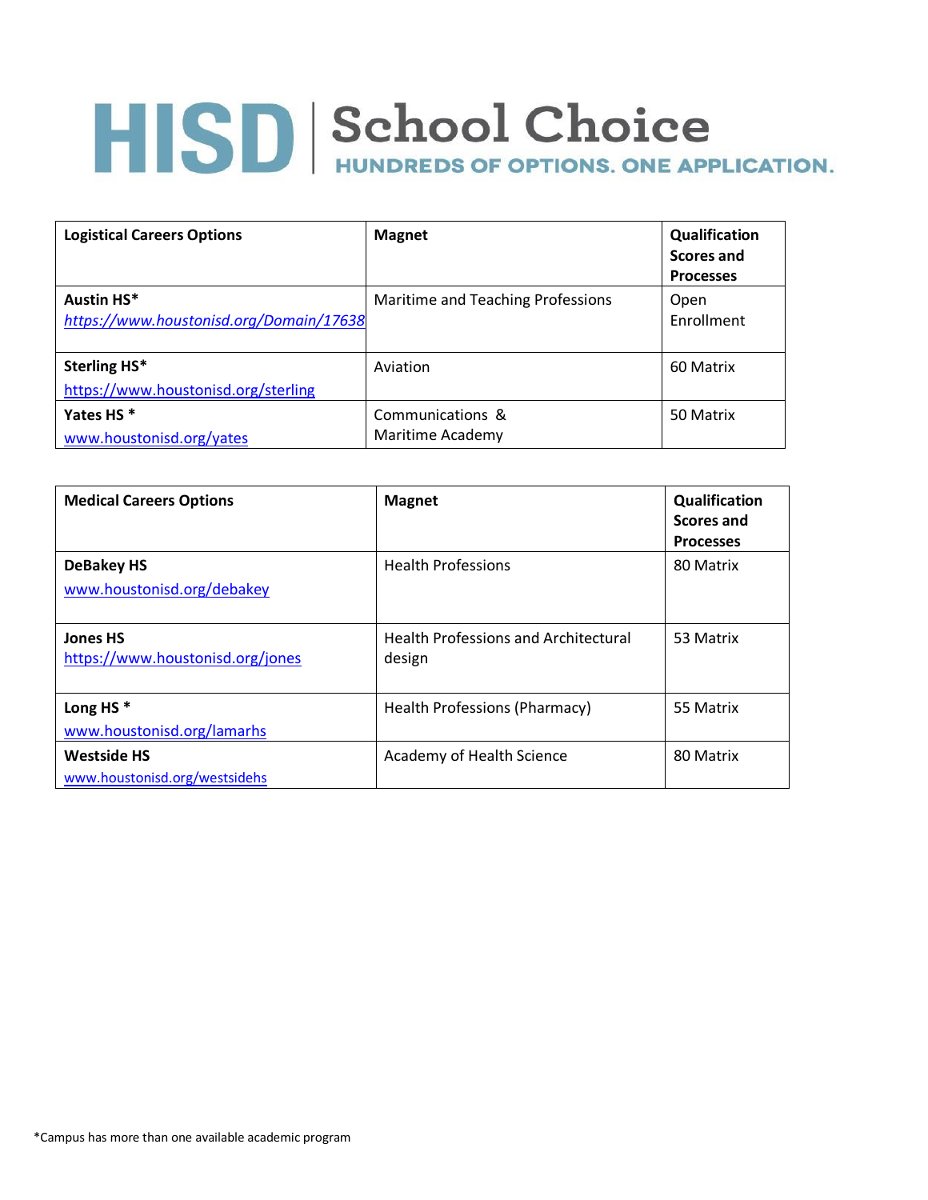# HISD | School Choice

HUNDREDS OF OPTIONS. ONE APPLICATION.

| Logistical Careers Options | Magnet | Qualification Scores and Processes |
| --- | --- | --- |
| **Austin HS***<br>https://www.houstonisd.org/Domain/17638 | Maritime and Teaching Professions | Open Enrollment |
| **Sterling HS***<br>https://www.houstonisd.org/sterling | Aviation | 60 Matrix |
| **Yates HS ***<br>www.houstonisd.org/yates | Communications & Maritime Academy | 50 Matrix |

| Medical Careers Options | Magnet | Qualification Scores and Processes |
| --- | --- | --- |
| **DeBakey HS**<br>www.houstonisd.org/debakey | Health Professions | 80 Matrix |
| **Jones HS**<br>https://www.houstonisd.org/jones | Health Professions and Architectural design | 53 Matrix |
| **Long HS ***<br>www.houstonisd.org/lamarhs | Health Professions (Pharmacy) | 55 Matrix |
| **Westside HS**<br>www.houstonisd.org/westsidehs | Academy of Health Science | 80 Matrix |

*Campus has more than one available academic program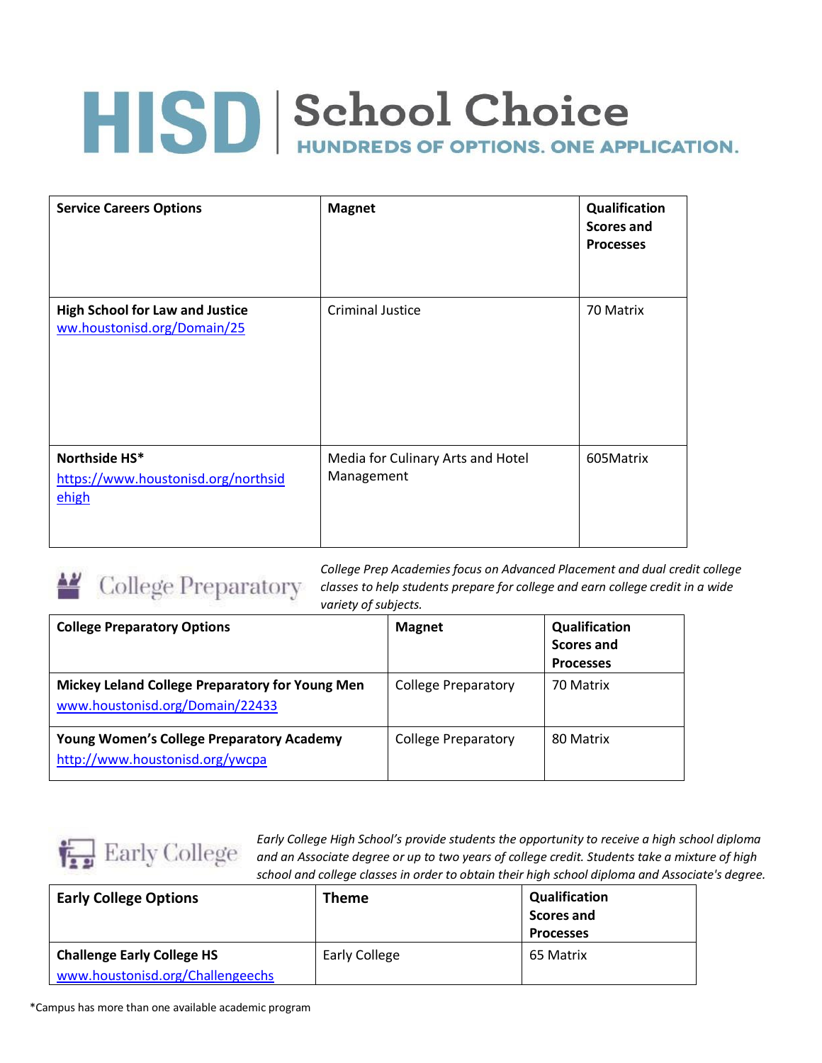# HISD | School Choice

HUNDREDS OF OPTIONS. ONE APPLICATION.

| Service Careers Options | Magnet | Qualification Scores and Processes |
|---|---|---|
| **High School for Law and Justice** ww.houstonisd.org/Domain/25 | Criminal Justice | 70 Matrix |
| **Northside HS*** https://www.houstonisd.org/northsidehigh | Media for Culinary Arts and Hotel Management | 605Matrix |

## College Preparatory

*College Prep Academies focus on Advanced Placement and dual credit college classes to help students prepare for college and earn college credit in a wide variety of subjects.*

| College Preparatory Options | Magnet | Qualification Scores and Processes |
|---|---|---|
| **Mickey Leland College Preparatory for Young Men** www.houstonisd.org/Domain/22433 | College Preparatory | 70 Matrix |
| **Young Women's College Preparatory Academy** http://www.houstonisd.org/ywcpa | College Preparatory | 80 Matrix |

## Early College

*Early College High School's provide students the opportunity to receive a high school diploma and an Associate degree or up to two years of college credit. Students take a mixture of high school and college classes in order to obtain their high school diploma and Associate's degree.*

| Early College Options | Theme | Qualification Scores and Processes |
|---|---|---|
| **Challenge Early College HS** www.houstonisd.org/Challengeechs | Early College | 65 Matrix |

*Campus has more than one available academic program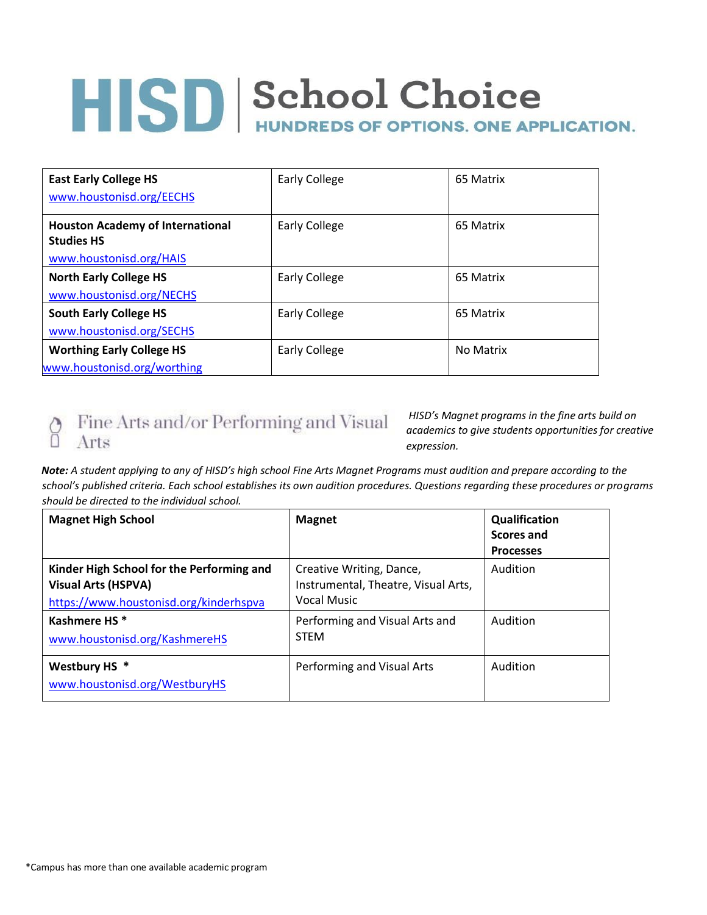# HISD | School Choice

**HUNDREDS OF OPTIONS. ONE APPLICATION.**

| | | |
|---|---|---|
| **East Early College HS** www.houstonisd.org/EECHS | Early College | 65 Matrix |
| **Houston Academy of International Studies HS** www.houstonisd.org/HAIS | Early College | 65 Matrix |
| **North Early College HS** www.houstonisd.org/NECHS | Early College | 65 Matrix |
| **South Early College HS** www.houstonisd.org/SECHS | Early College | 65 Matrix |
| **Worthing Early College HS** www.houstonisd.org/worthing | Early College | No Matrix |

## Fine Arts and/or Performing and Visual Arts

*HISD's Magnet programs in the fine arts build on academics to give students opportunities for creative expression.*

***Note:*** *A student applying to any of HISD's high school Fine Arts Magnet Programs must audition and prepare according to the school's published criteria. Each school establishes its own audition procedures. Questions regarding these procedures or programs should be directed to the individual school.*

| Magnet High School | Magnet | Qualification Scores and Processes |
|---|---|---|
| **Kinder High School for the Performing and Visual Arts (HSPVA)** https://www.houstonisd.org/kinderhspva | Creative Writing, Dance, Instrumental, Theatre, Visual Arts, Vocal Music | Audition |
| **Kashmere HS** * www.houstonisd.org/KashmereHS | Performing and Visual Arts and STEM | Audition |
| **Westbury HS** * www.houstonisd.org/WestburyHS | Performing and Visual Arts | Audition |

*Campus has more than one available academic program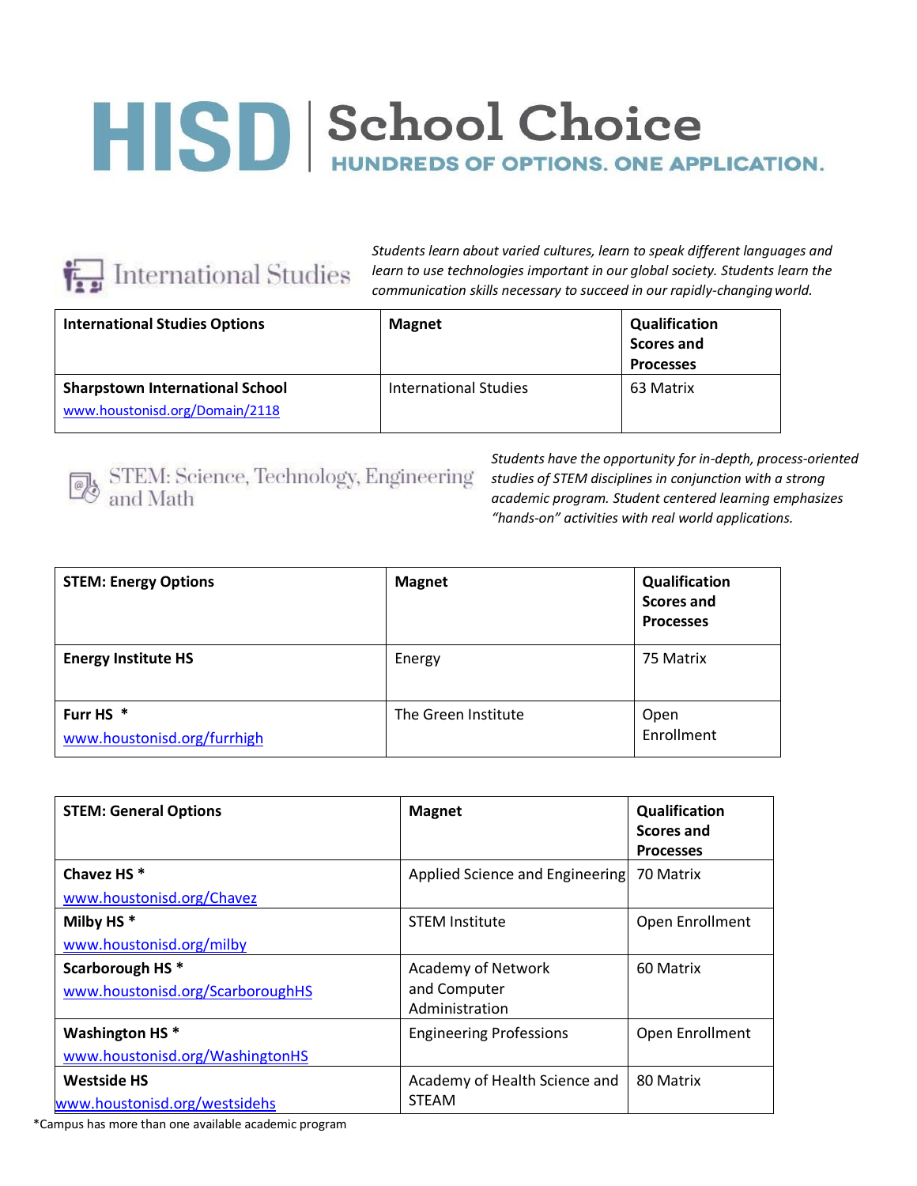# HISD | School Choice

**HUNDREDS OF OPTIONS. ONE APPLICATION.**

## International Studies

*Students learn about varied cultures, learn to speak different languages and learn to use technologies important in our global society. Students learn the communication skills necessary to succeed in our rapidly-changing world.*

| International Studies Options | Magnet | Qualification Scores and Processes |
|---|---|---|
| **Sharpstown International School** [www.houstonisd.org/Domain/2118](www.houstonisd.org/Domain/2118) | International Studies | 63 Matrix |

## STEM: Science, Technology, Engineering and Math

*Students have the opportunity for in-depth, process-oriented studies of STEM disciplines in conjunction with a strong academic program. Student centered learning emphasizes "hands-on" activities with real world applications.*

| STEM: Energy Options | Magnet | Qualification Scores and Processes |
|---|---|---|
| **Energy Institute HS** | Energy | 75 Matrix |
| **Furr HS** * [www.houstonisd.org/furrhigh](www.houstonisd.org/furrhigh) | The Green Institute | Open Enrollment |

| STEM: General Options | Magnet | Qualification Scores and Processes |
|---|---|---|
| **Chavez HS** * [www.houstonisd.org/Chavez](www.houstonisd.org/Chavez) | Applied Science and Engineering | 70 Matrix |
| **Milby HS** * [www.houstonisd.org/milby](www.houstonisd.org/milby) | STEM Institute | Open Enrollment |
| **Scarborough HS** * [www.houstonisd.org/ScarboroughHS](www.houstonisd.org/ScarboroughHS) | Academy of Network and Computer Administration | 60 Matrix |
| **Washington HS** * [www.houstonisd.org/WashingtonHS](www.houstonisd.org/WashingtonHS) | Engineering Professions | Open Enrollment |
| **Westside HS** [www.houstonisd.org/westsidehs](www.houstonisd.org/westsidehs) | Academy of Health Science and STEAM | 80 Matrix |

*Campus has more than one available academic program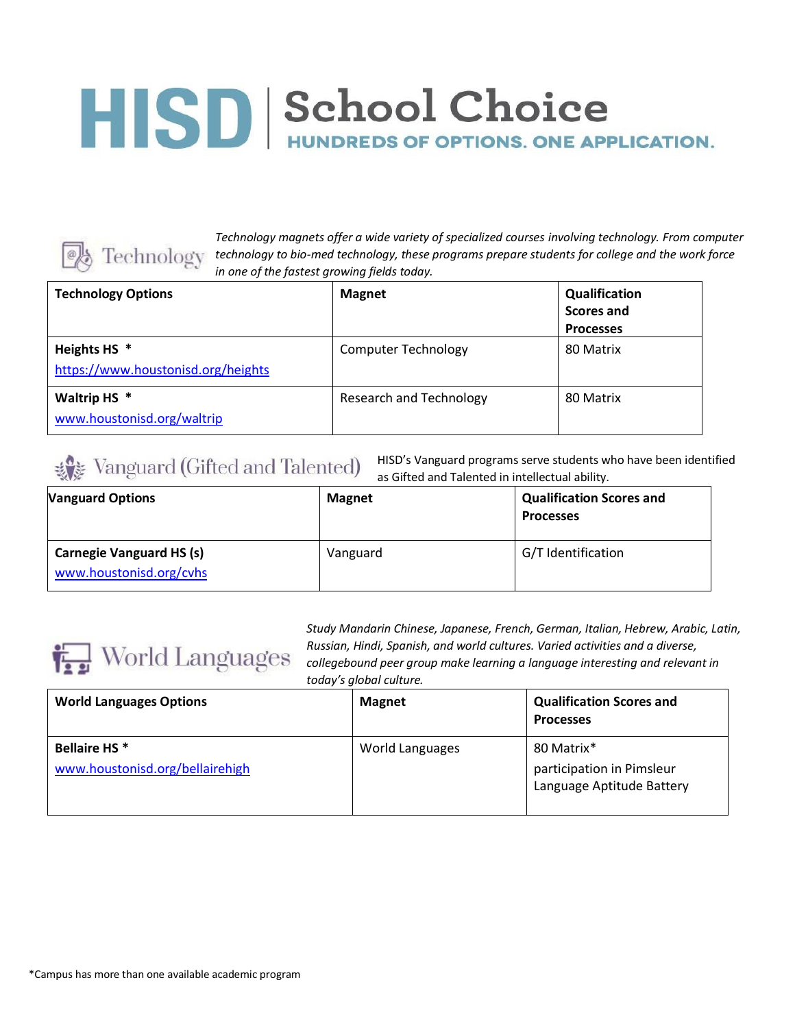# HISD | School Choice

**HUNDREDS OF OPTIONS. ONE APPLICATION.**

## Technology

*Technology magnets offer a wide variety of specialized courses involving technology. From computer technology to bio-med technology, these programs prepare students for college and the work force in one of the fastest growing fields today.*

| Technology Options | Magnet | Qualification Scores and Processes |
|---|---|---|
| **Heights HS** * https://www.houstonisd.org/heights | Computer Technology | 80 Matrix |
| **Waltrip HS** * www.houstonisd.org/waltrip | Research and Technology | 80 Matrix |

## Vanguard (Gifted and Talented)

HISD's Vanguard programs serve students who have been identified as Gifted and Talented in intellectual ability.

| Vanguard Options | Magnet | Qualification Scores and Processes |
|---|---|---|
| **Carnegie Vanguard HS (s)** www.houstonisd.org/cvhs | Vanguard | G/T Identification |

## World Languages

*Study Mandarin Chinese, Japanese, French, German, Italian, Hebrew, Arabic, Latin, Russian, Hindi, Spanish, and world cultures. Varied activities and a diverse, collegebound peer group make learning a language interesting and relevant in today's global culture.*

| World Languages Options | Magnet | Qualification Scores and Processes |
|---|---|---|
| **Bellaire HS** * www.houstonisd.org/bellairehigh | World Languages | 80 Matrix* participation in Pimsleur Language Aptitude Battery |

*Campus has more than one available academic program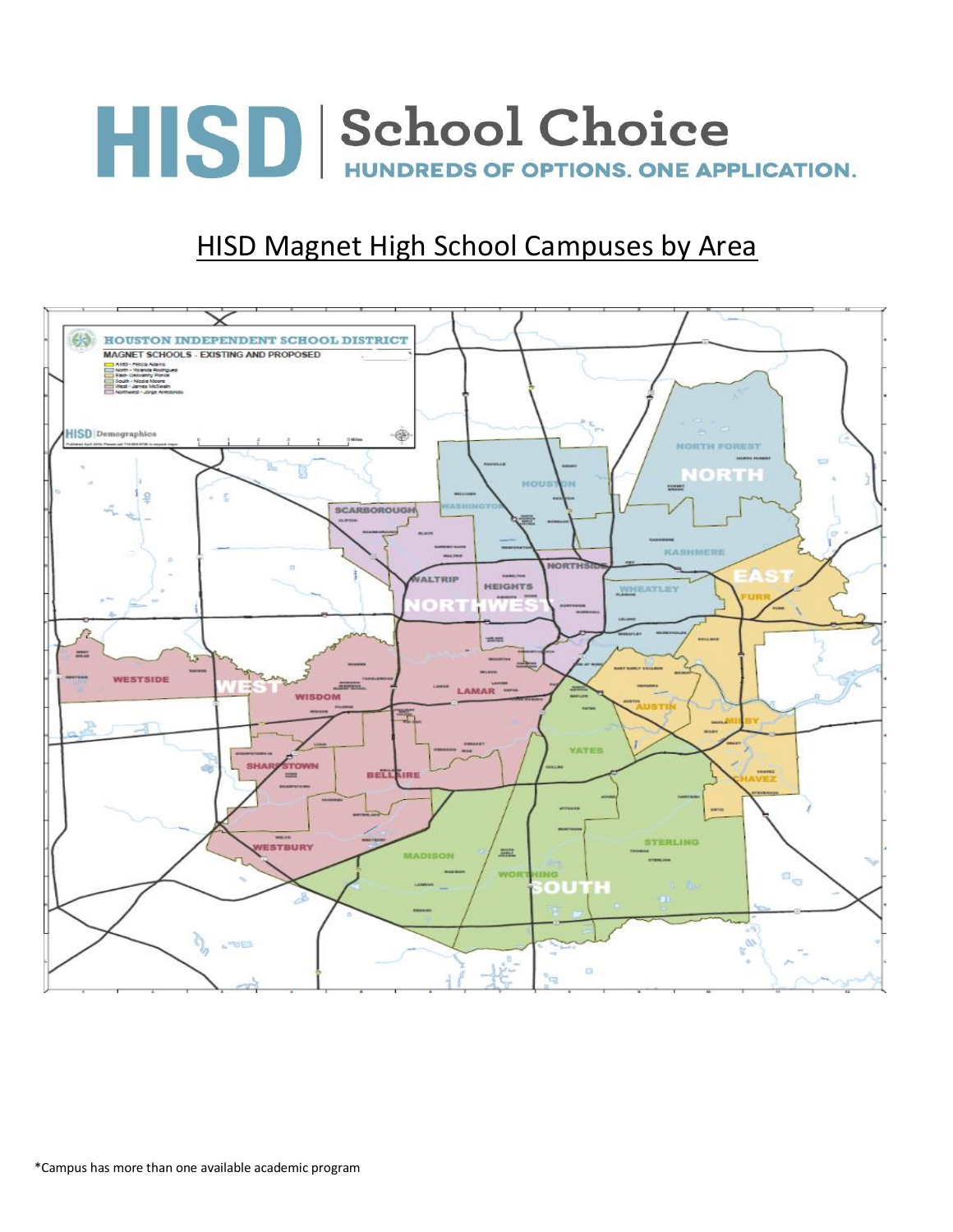# HISD | School Choice

HUNDREDS OF OPTIONS. ONE APPLICATION.

## HISD Magnet High School Campuses by Area

HOUSTON INDEPENDENT SCHOOL DISTRICT

MAGNET SCHOOLS - EXISTING AND PROPOSED

NORTH

EAST

NORTHWEST

WEST

SOUTH

NORTH FOREST

HOUSTON

WASHINGTON

SCARBOROUGH

KASHMERE

NORTHSIDE

WALTRIP

HEIGHTS

WHEATLEY

FURR

WESTSIDE

WISDOM

LAMAR

AUSTIN

MILBY

YATES

SHARPSTOWN

BELLAIRE

CHAVEZ

STERLING

WESTBURY

MADISON

WORTHING

*Campus has more than one available academic program